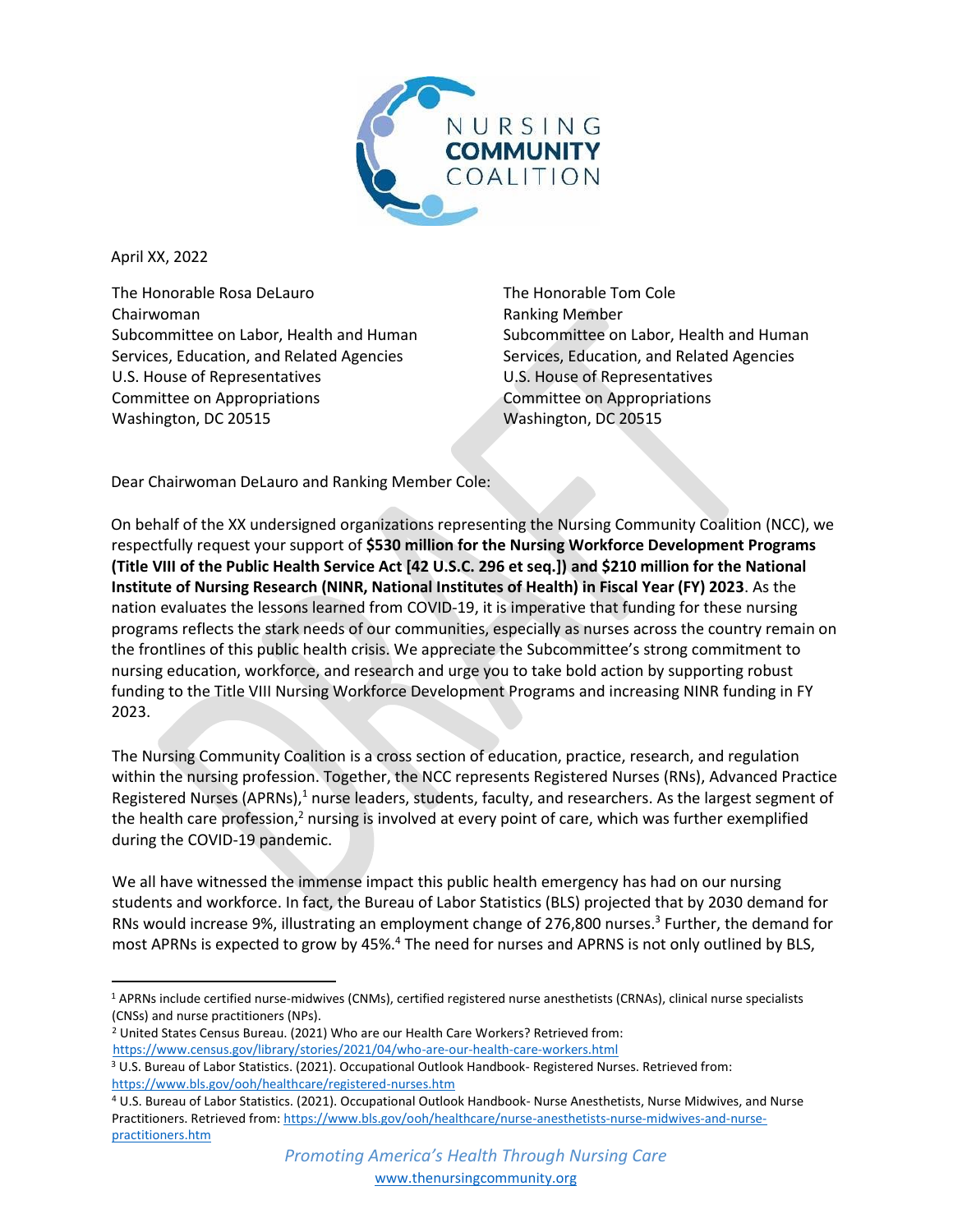April XX, 2022

The Honorable Rosa DeLauro
Chairwoman
Subcommittee on Labor, Health and Human Services, Education, and Related Agencies
U.S. House of Representatives
Committee on Appropriations
Washington, DC 20515

The Honorable Tom Cole
Ranking Member
Subcommittee on Labor, Health and Human Services, Education, and Related Agencies
U.S. House of Representatives
Committee on Appropriations
Washington, DC 20515

Dear Chairwoman DeLauro and Ranking Member Cole:

On behalf of the XX undersigned organizations representing the Nursing Community Coalition (NCC), we respectfully request your support of **$530 million for the Nursing Workforce Development Programs (Title VIII of the Public Health Service Act [42 U.S.C. 296 et seq.]) and $210 million for the National Institute of Nursing Research (NINR, National Institutes of Health) in Fiscal Year (FY) 2023**. As the nation evaluates the lessons learned from COVID-19, it is imperative that funding for these nursing programs reflects the stark needs of our communities, especially as nurses across the country remain on the frontlines of this public health crisis. We appreciate the Subcommittee's strong commitment to nursing education, workforce, and research and urge you to take bold action by supporting robust funding to the Title VIII Nursing Workforce Development Programs and increasing NINR funding in FY 2023.

The Nursing Community Coalition is a cross section of education, practice, research, and regulation within the nursing profession. Together, the NCC represents Registered Nurses (RNs), Advanced Practice Registered Nurses (APRNs),[1] nurse leaders, students, faculty, and researchers. As the largest segment of the health care profession,[2] nursing is involved at every point of care, which was further exemplified during the COVID-19 pandemic.

We all have witnessed the immense impact this public health emergency has had on our nursing students and workforce. In fact, the Bureau of Labor Statistics (BLS) projected that by 2030 demand for RNs would increase 9%, illustrating an employment change of 276,800 nurses.[3] Further, the demand for most APRNs is expected to grow by 45%.[4] The need for nurses and APRNS is not only outlined by BLS,

---

[1] APRNs include certified nurse-midwives (CNMs), certified registered nurse anesthetists (CRNAs), clinical nurse specialists (CNSs) and nurse practitioners (NPs).

[2] United States Census Bureau. (2021) Who are our Health Care Workers? Retrieved from: https://www.census.gov/library/stories/2021/04/who-are-our-health-care-workers.html

[3] U.S. Bureau of Labor Statistics. (2021). Occupational Outlook Handbook- Registered Nurses. Retrieved from: https://www.bls.gov/ooh/healthcare/registered-nurses.htm

[4] U.S. Bureau of Labor Statistics. (2021). Occupational Outlook Handbook- Nurse Anesthetists, Nurse Midwives, and Nurse Practitioners. Retrieved from: https://www.bls.gov/ooh/healthcare/nurse-anesthetists-nurse-midwives-and-nurse-practitioners.htm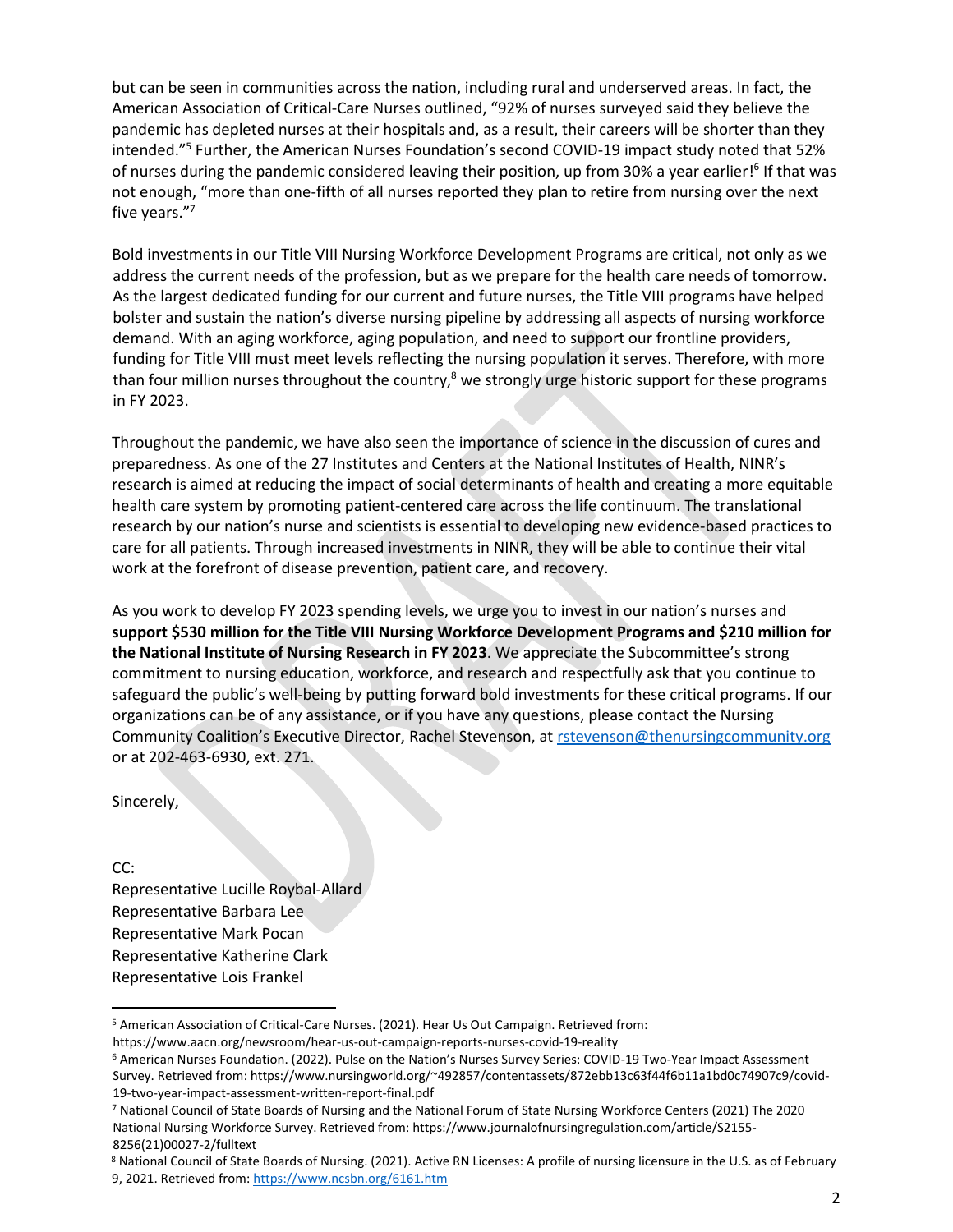but can be seen in communities across the nation, including rural and underserved areas. In fact, the American Association of Critical-Care Nurses outlined, "92% of nurses surveyed said they believe the pandemic has depleted nurses at their hospitals and, as a result, their careers will be shorter than they intended."[5] Further, the American Nurses Foundation's second COVID-19 impact study noted that 52% of nurses during the pandemic considered leaving their position, up from 30% a year earlier![6] If that was not enough, "more than one-fifth of all nurses reported they plan to retire from nursing over the next five years."[7]

Bold investments in our Title VIII Nursing Workforce Development Programs are critical, not only as we address the current needs of the profession, but as we prepare for the health care needs of tomorrow. As the largest dedicated funding for our current and future nurses, the Title VIII programs have helped bolster and sustain the nation's diverse nursing pipeline by addressing all aspects of nursing workforce demand. With an aging workforce, aging population, and need to support our frontline providers, funding for Title VIII must meet levels reflecting the nursing population it serves. Therefore, with more than four million nurses throughout the country,[8] we strongly urge historic support for these programs in FY 2023.

Throughout the pandemic, we have also seen the importance of science in the discussion of cures and preparedness. As one of the 27 Institutes and Centers at the National Institutes of Health, NINR's research is aimed at reducing the impact of social determinants of health and creating a more equitable health care system by promoting patient-centered care across the life continuum. The translational research by our nation's nurse and scientists is essential to developing new evidence-based practices to care for all patients. Through increased investments in NINR, they will be able to continue their vital work at the forefront of disease prevention, patient care, and recovery.

As you work to develop FY 2023 spending levels, we urge you to invest in our nation's nurses and **support $530 million for the Title VIII Nursing Workforce Development Programs and $210 million for the National Institute of Nursing Research in FY 2023**. We appreciate the Subcommittee's strong commitment to nursing education, workforce, and research and respectfully ask that you continue to safeguard the public's well-being by putting forward bold investments for these critical programs. If our organizations can be of any assistance, or if you have any questions, please contact the Nursing Community Coalition's Executive Director, Rachel Stevenson, at rstevenson@thenursingcommunity.org or at 202-463-6930, ext. 271.

Sincerely,

CC:
Representative Lucille Roybal-Allard
Representative Barbara Lee
Representative Mark Pocan
Representative Katherine Clark
Representative Lois Frankel

---

[5] American Association of Critical-Care Nurses. (2021). Hear Us Out Campaign. Retrieved from: https://www.aacn.org/newsroom/hear-us-out-campaign-reports-nurses-covid-19-reality

[6] American Nurses Foundation. (2022). Pulse on the Nation's Nurses Survey Series: COVID-19 Two-Year Impact Assessment Survey. Retrieved from: https://www.nursingworld.org/~492857/contentassets/872ebb13c63f44f6b11a1bd0c74907c9/covid-19-two-year-impact-assessment-written-report-final.pdf

[7] National Council of State Boards of Nursing and the National Forum of State Nursing Workforce Centers (2021) The 2020 National Nursing Workforce Survey. Retrieved from: https://www.journalofnursingregulation.com/article/S2155-8256(21)00027-2/fulltext

[8] National Council of State Boards of Nursing. (2021). Active RN Licenses: A profile of nursing licensure in the U.S. as of February 9, 2021. Retrieved from: https://www.ncsbn.org/6161.htm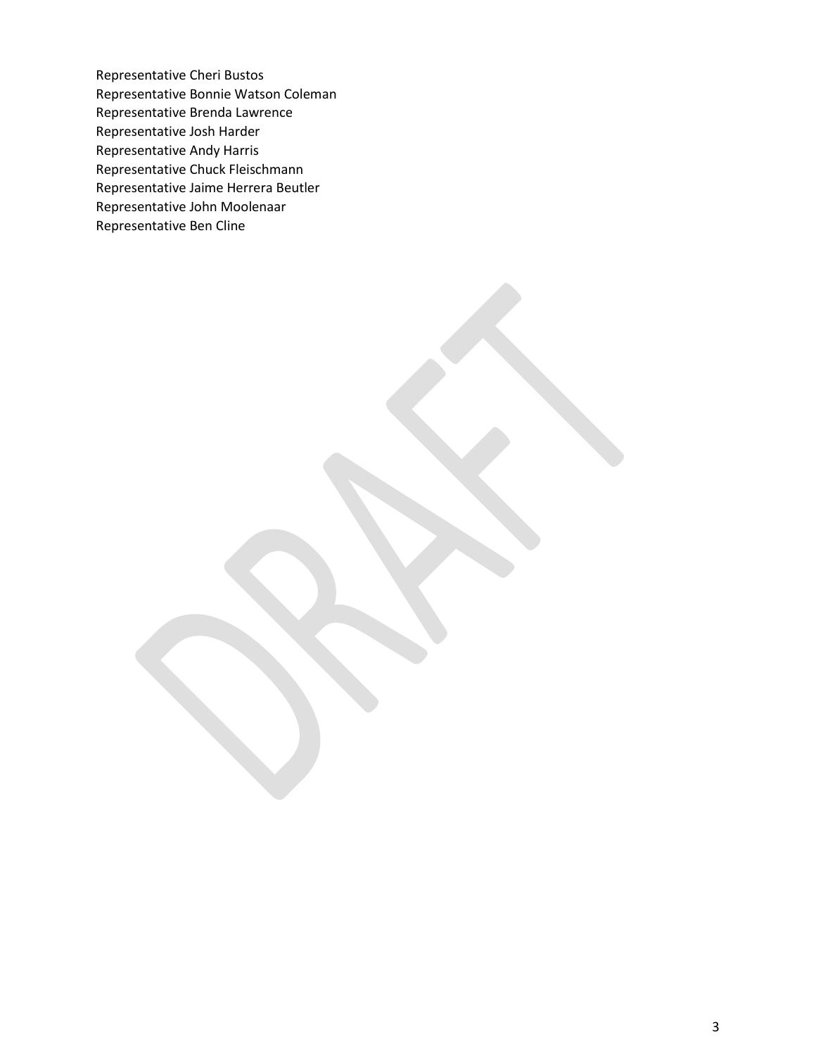Representative Cheri Bustos
Representative Bonnie Watson Coleman
Representative Brenda Lawrence
Representative Josh Harder
Representative Andy Harris
Representative Chuck Fleischmann
Representative Jaime Herrera Beutler
Representative John Moolenaar
Representative Ben Cline